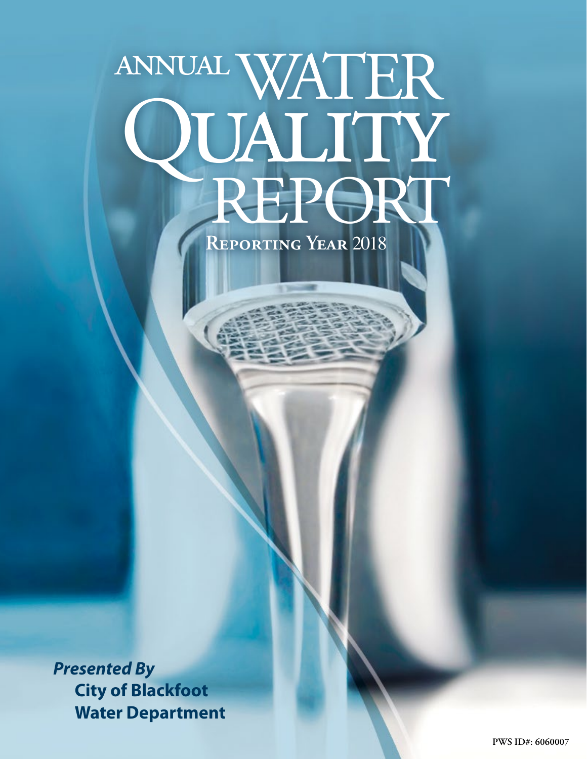# ANNUAL WATER QUALITY REPORT

## Reporting Year 2018

***Presented By***

**City of Blackfoot Water Department**

PWS ID#: 6060007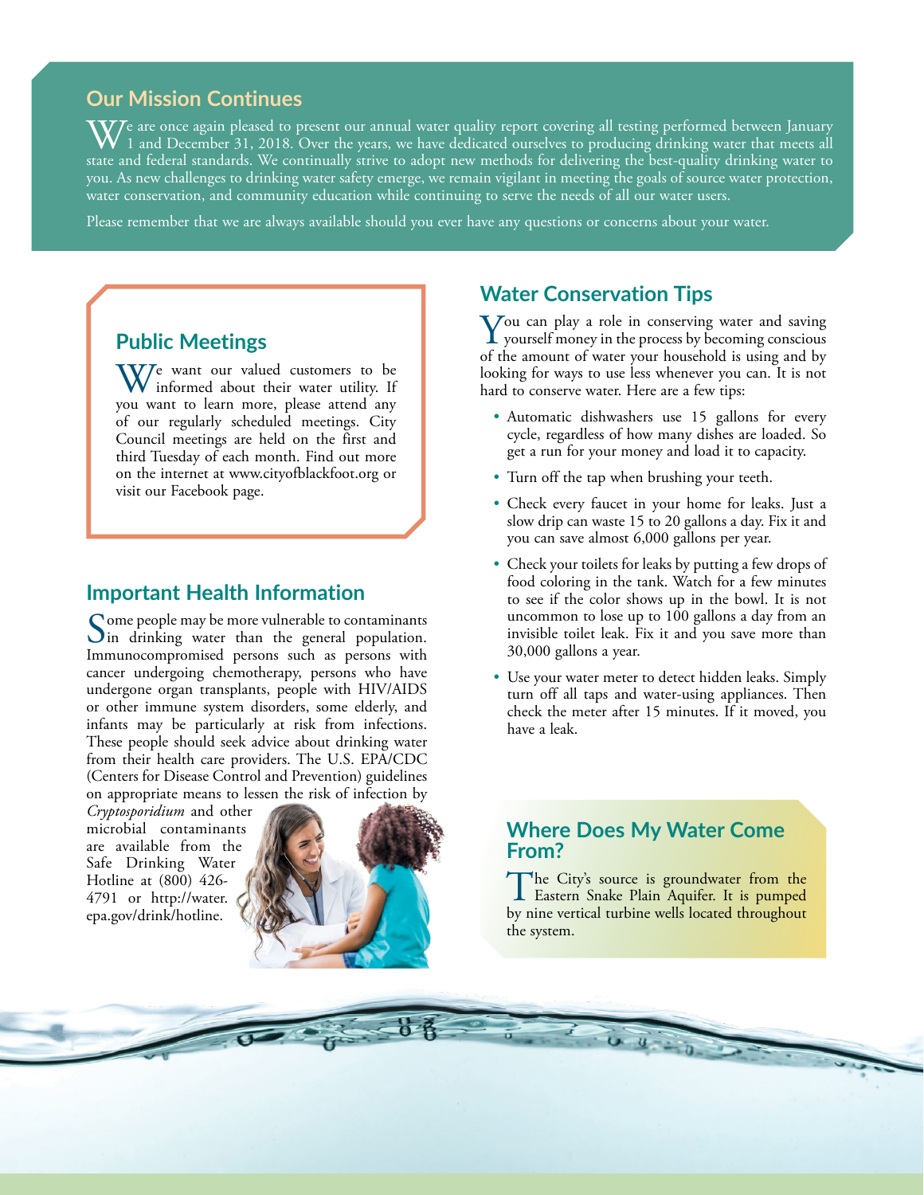## Our Mission Continues

We are once again pleased to present our annual water quality report covering all testing performed between January 1 and December 31, 2018. Over the years, we have dedicated ourselves to producing drinking water that meets all state and federal standards. We continually strive to adopt new methods for delivering the best-quality drinking water to you. As new challenges to drinking water safety emerge, we remain vigilant in meeting the goals of source water protection, water conservation, and community education while continuing to serve the needs of all our water users.

Please remember that we are always available should you ever have any questions or concerns about your water.

## Public Meetings

We want our valued customers to be informed about their water utility. If you want to learn more, please attend any of our regularly scheduled meetings. City Council meetings are held on the first and third Tuesday of each month. Find out more on the internet at www.cityofblackfoot.org or visit our Facebook page.

## Important Health Information

Some people may be more vulnerable to contaminants in drinking water than the general population. Immunocompromised persons such as persons with cancer undergoing chemotherapy, persons who have undergone organ transplants, people with HIV/AIDS or other immune system disorders, some elderly, and infants may be particularly at risk from infections. These people should seek advice about drinking water from their health care providers. The U.S. EPA/CDC (Centers for Disease Control and Prevention) guidelines on appropriate means to lessen the risk of infection by *Cryptosporidium* and other microbial contaminants are available from the Safe Drinking Water Hotline at (800) 426-4791 or http://water.epa.gov/drink/hotline.

## Water Conservation Tips

You can play a role in conserving water and saving yourself money in the process by becoming conscious of the amount of water your household is using and by looking for ways to use less whenever you can. It is not hard to conserve water. Here are a few tips:

- Automatic dishwashers use 15 gallons for every cycle, regardless of how many dishes are loaded. So get a run for your money and load it to capacity.
- Turn off the tap when brushing your teeth.
- Check every faucet in your home for leaks. Just a slow drip can waste 15 to 20 gallons a day. Fix it and you can save almost 6,000 gallons per year.
- Check your toilets for leaks by putting a few drops of food coloring in the tank. Watch for a few minutes to see if the color shows up in the bowl. It is not uncommon to lose up to 100 gallons a day from an invisible toilet leak. Fix it and you save more than 30,000 gallons a year.
- Use your water meter to detect hidden leaks. Simply turn off all taps and water-using appliances. Then check the meter after 15 minutes. If it moved, you have a leak.

## Where Does My Water Come From?

The City's source is groundwater from the Eastern Snake Plain Aquifer. It is pumped by nine vertical turbine wells located throughout the system.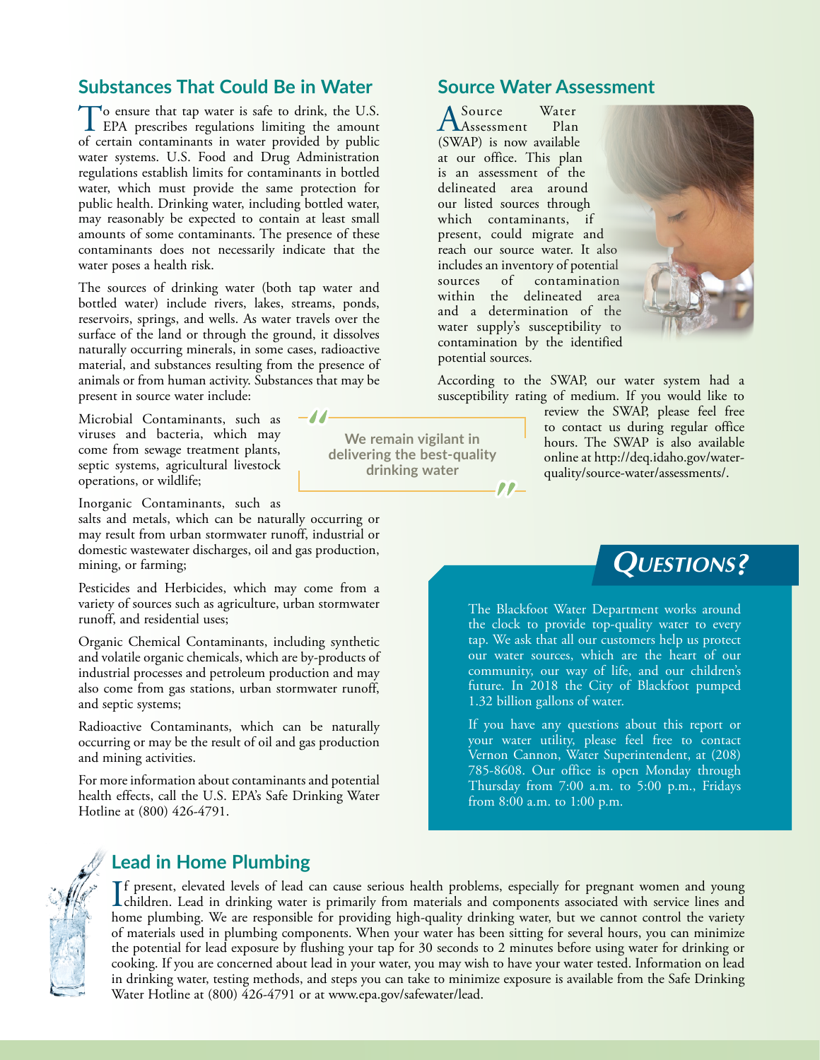## Substances That Could Be in Water

To ensure that tap water is safe to drink, the U.S. EPA prescribes regulations limiting the amount of certain contaminants in water provided by public water systems. U.S. Food and Drug Administration regulations establish limits for contaminants in bottled water, which must provide the same protection for public health. Drinking water, including bottled water, may reasonably be expected to contain at least small amounts of some contaminants. The presence of these contaminants does not necessarily indicate that the water poses a health risk.

The sources of drinking water (both tap water and bottled water) include rivers, lakes, streams, ponds, reservoirs, springs, and wells. As water travels over the surface of the land or through the ground, it dissolves naturally occurring minerals, in some cases, radioactive material, and substances resulting from the presence of animals or from human activity. Substances that may be present in source water include:

Microbial Contaminants, such as viruses and bacteria, which may come from sewage treatment plants, septic systems, agricultural livestock operations, or wildlife;

Inorganic Contaminants, such as salts and metals, which can be naturally occurring or may result from urban stormwater runoff, industrial or domestic wastewater discharges, oil and gas production, mining, or farming;

Pesticides and Herbicides, which may come from a variety of sources such as agriculture, urban stormwater runoff, and residential uses;

Organic Chemical Contaminants, including synthetic and volatile organic chemicals, which are by-products of industrial processes and petroleum production and may also come from gas stations, urban stormwater runoff, and septic systems;

Radioactive Contaminants, which can be naturally occurring or may be the result of oil and gas production and mining activities.

For more information about contaminants and potential health effects, call the U.S. EPA's Safe Drinking Water Hotline at (800) 426-4791.

> **"We remain vigilant in delivering the best-quality drinking water"**

## Source Water Assessment

A Source Water Assessment Plan (SWAP) is now available at our office. This plan is an assessment of the delineated area around our listed sources through which contaminants, if present, could migrate and reach our source water. It also includes an inventory of potential sources of contamination within the delineated area and a determination of the water supply's susceptibility to contamination by the identified potential sources.

According to the SWAP, our water system had a susceptibility rating of medium. If you would like to review the SWAP, please feel free to contact us during regular office hours. The SWAP is also available online at http://deq.idaho.gov/water-quality/source-water/assessments/.

## Questions?

The Blackfoot Water Department works around the clock to provide top-quality water to every tap. We ask that all our customers help us protect our water sources, which are the heart of our community, our way of life, and our children's future. In 2018 the City of Blackfoot pumped 1.32 billion gallons of water.

If you have any questions about this report or your water utility, please feel free to contact Vernon Cannon, Water Superintendent, at (208) 785-8608. Our office is open Monday through Thursday from 7:00 a.m. to 5:00 p.m., Fridays from 8:00 a.m. to 1:00 p.m.

## Lead in Home Plumbing

If present, elevated levels of lead can cause serious health problems, especially for pregnant women and young children. Lead in drinking water is primarily from materials and components associated with service lines and home plumbing. We are responsible for providing high-quality drinking water, but we cannot control the variety of materials used in plumbing components. When your water has been sitting for several hours, you can minimize the potential for lead exposure by flushing your tap for 30 seconds to 2 minutes before using water for drinking or cooking. If you are concerned about lead in your water, you may wish to have your water tested. Information on lead in drinking water, testing methods, and steps you can take to minimize exposure is available from the Safe Drinking Water Hotline at (800) 426-4791 or at www.epa.gov/safewater/lead.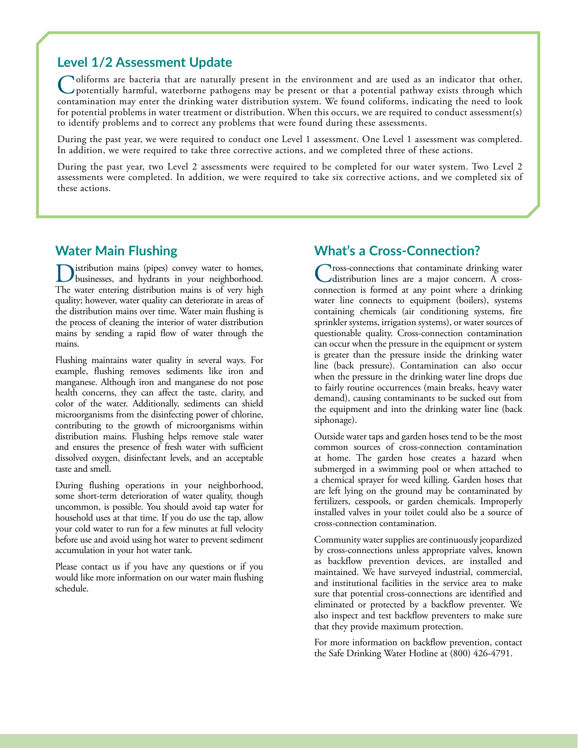## Level 1/2 Assessment Update

Coliforms are bacteria that are naturally present in the environment and are used as an indicator that other, potentially harmful, waterborne pathogens may be present or that a potential pathway exists through which contamination may enter the drinking water distribution system. We found coliforms, indicating the need to look for potential problems in water treatment or distribution. When this occurs, we are required to conduct assessment(s) to identify problems and to correct any problems that were found during these assessments.

During the past year, we were required to conduct one Level 1 assessment. One Level 1 assessment was completed. In addition, we were required to take three corrective actions, and we completed three of these actions.

During the past year, two Level 2 assessments were required to be completed for our water system. Two Level 2 assessments were completed. In addition, we were required to take six corrective actions, and we completed six of these actions.

## Water Main Flushing

Distribution mains (pipes) convey water to homes, businesses, and hydrants in your neighborhood. The water entering distribution mains is of very high quality; however, water quality can deteriorate in areas of the distribution mains over time. Water main flushing is the process of cleaning the interior of water distribution mains by sending a rapid flow of water through the mains.

Flushing maintains water quality in several ways. For example, flushing removes sediments like iron and manganese. Although iron and manganese do not pose health concerns, they can affect the taste, clarity, and color of the water. Additionally, sediments can shield microorganisms from the disinfecting power of chlorine, contributing to the growth of microorganisms within distribution mains. Flushing helps remove stale water and ensures the presence of fresh water with sufficient dissolved oxygen, disinfectant levels, and an acceptable taste and smell.

During flushing operations in your neighborhood, some short-term deterioration of water quality, though uncommon, is possible. You should avoid tap water for household uses at that time. If you do use the tap, allow your cold water to run for a few minutes at full velocity before use and avoid using hot water to prevent sediment accumulation in your hot water tank.

Please contact us if you have any questions or if you would like more information on our water main flushing schedule.

## What's a Cross-Connection?

Cross-connections that contaminate drinking water distribution lines are a major concern. A cross-connection is formed at any point where a drinking water line connects to equipment (boilers), systems containing chemicals (air conditioning systems, fire sprinkler systems, irrigation systems), or water sources of questionable quality. Cross-connection contamination can occur when the pressure in the equipment or system is greater than the pressure inside the drinking water line (back pressure). Contamination can also occur when the pressure in the drinking water line drops due to fairly routine occurrences (main breaks, heavy water demand), causing contaminants to be sucked out from the equipment and into the drinking water line (back siphonage).

Outside water taps and garden hoses tend to be the most common sources of cross-connection contamination at home. The garden hose creates a hazard when submerged in a swimming pool or when attached to a chemical sprayer for weed killing. Garden hoses that are left lying on the ground may be contaminated by fertilizers, cesspools, or garden chemicals. Improperly installed valves in your toilet could also be a source of cross-connection contamination.

Community water supplies are continuously jeopardized by cross-connections unless appropriate valves, known as backflow prevention devices, are installed and maintained. We have surveyed industrial, commercial, and institutional facilities in the service area to make sure that potential cross-connections are identified and eliminated or protected by a backflow preventer. We also inspect and test backflow preventers to make sure that they provide maximum protection.

For more information on backflow prevention, contact the Safe Drinking Water Hotline at (800) 426-4791.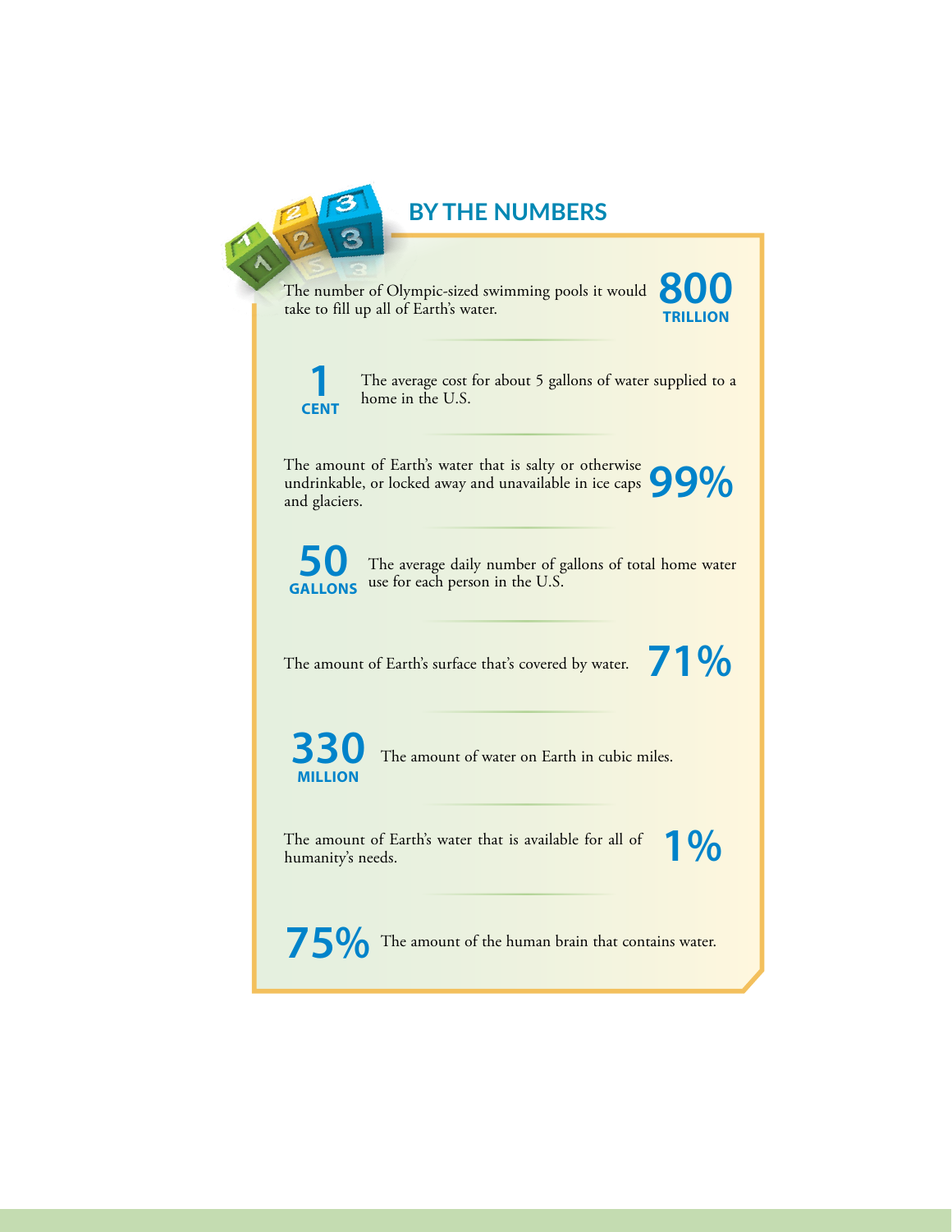## BY THE NUMBERS

**800 TRILLION** — The number of Olympic-sized swimming pools it would take to fill up all of Earth's water.

**1 CENT** — The average cost for about 5 gallons of water supplied to a home in the U.S.

**99%** — The amount of Earth's water that is salty or otherwise undrinkable, or locked away and unavailable in ice caps and glaciers.

**50 GALLONS** — The average daily number of gallons of total home water use for each person in the U.S.

**71%** — The amount of Earth's surface that's covered by water.

**330 MILLION** — The amount of water on Earth in cubic miles.

**1%** — The amount of Earth's water that is available for all of humanity's needs.

**75%** — The amount of the human brain that contains water.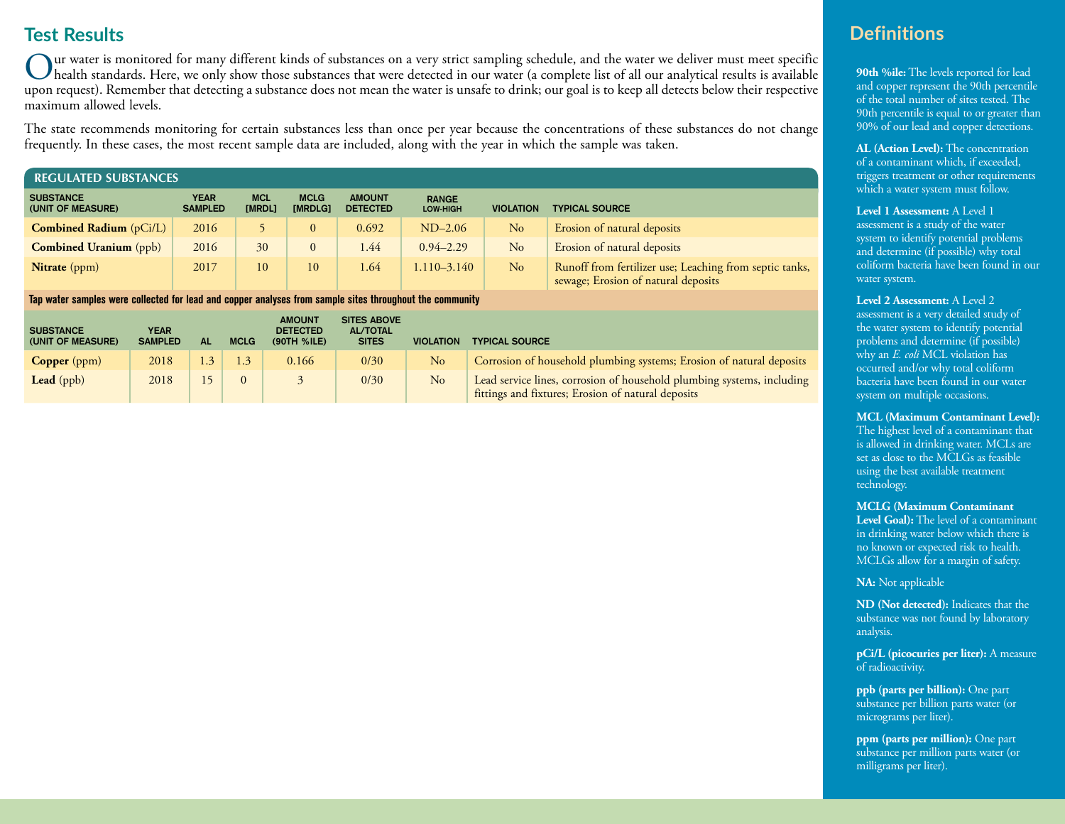## Test Results

Our water is monitored for many different kinds of substances on a very strict sampling schedule, and the water we deliver must meet specific health standards. Here, we only show those substances that were detected in our water (a complete list of all our analytical results is available upon request). Remember that detecting a substance does not mean the water is unsafe to drink; our goal is to keep all detects below their respective maximum allowed levels.

The state recommends monitoring for certain substances less than once per year because the concentrations of these substances do not change frequently. In these cases, the most recent sample data are included, along with the year in which the sample was taken.

### REGULATED SUBSTANCES

| SUBSTANCE (UNIT OF MEASURE) | YEAR SAMPLED | MCL [MRDL] | MCLG [MRDLG] | AMOUNT DETECTED | RANGE LOW-HIGH | VIOLATION | TYPICAL SOURCE |
|---|---|---|---|---|---|---|---|
| **Combined Radium** (pCi/L) | 2016 | 5 | 0 | 0.692 | ND–2.06 | No | Erosion of natural deposits |
| **Combined Uranium** (ppb) | 2016 | 30 | 0 | 1.44 | 0.94–2.29 | No | Erosion of natural deposits |
| **Nitrate** (ppm) | 2017 | 10 | 10 | 1.64 | 1.110–3.140 | No | Runoff from fertilizer use; Leaching from septic tanks, sewage; Erosion of natural deposits |

**Tap water samples were collected for lead and copper analyses from sample sites throughout the community**

| SUBSTANCE (UNIT OF MEASURE) | YEAR SAMPLED | AL | MCLG | AMOUNT DETECTED (90TH %ILE) | SITES ABOVE AL/TOTAL SITES | VIOLATION | TYPICAL SOURCE |
|---|---|---|---|---|---|---|---|
| **Copper** (ppm) | 2018 | 1.3 | 1.3 | 0.166 | 0/30 | No | Corrosion of household plumbing systems; Erosion of natural deposits |
| **Lead** (ppb) | 2018 | 15 | 0 | 3 | 0/30 | No | Lead service lines, corrosion of household plumbing systems, including fittings and fixtures; Erosion of natural deposits |

## Definitions

**90th %ile:** The levels reported for lead and copper represent the 90th percentile of the total number of sites tested. The 90th percentile is equal to or greater than 90% of our lead and copper detections.

**AL (Action Level):** The concentration of a contaminant which, if exceeded, triggers treatment or other requirements which a water system must follow.

**Level 1 Assessment:** A Level 1 assessment is a study of the water system to identify potential problems and determine (if possible) why total coliform bacteria have been found in our water system.

**Level 2 Assessment:** A Level 2 assessment is a very detailed study of the water system to identify potential problems and determine (if possible) why an *E. coli* MCL violation has occurred and/or why total coliform bacteria have been found in our water system on multiple occasions.

**MCL (Maximum Contaminant Level):** The highest level of a contaminant that is allowed in drinking water. MCLs are set as close to the MCLGs as feasible using the best available treatment technology.

**MCLG (Maximum Contaminant Level Goal):** The level of a contaminant in drinking water below which there is no known or expected risk to health. MCLGs allow for a margin of safety.

**NA:** Not applicable

**ND (Not detected):** Indicates that the substance was not found by laboratory analysis.

**pCi/L (picocuries per liter):** A measure of radioactivity.

**ppb (parts per billion):** One part substance per billion parts water (or micrograms per liter).

**ppm (parts per million):** One part substance per million parts water (or milligrams per liter).